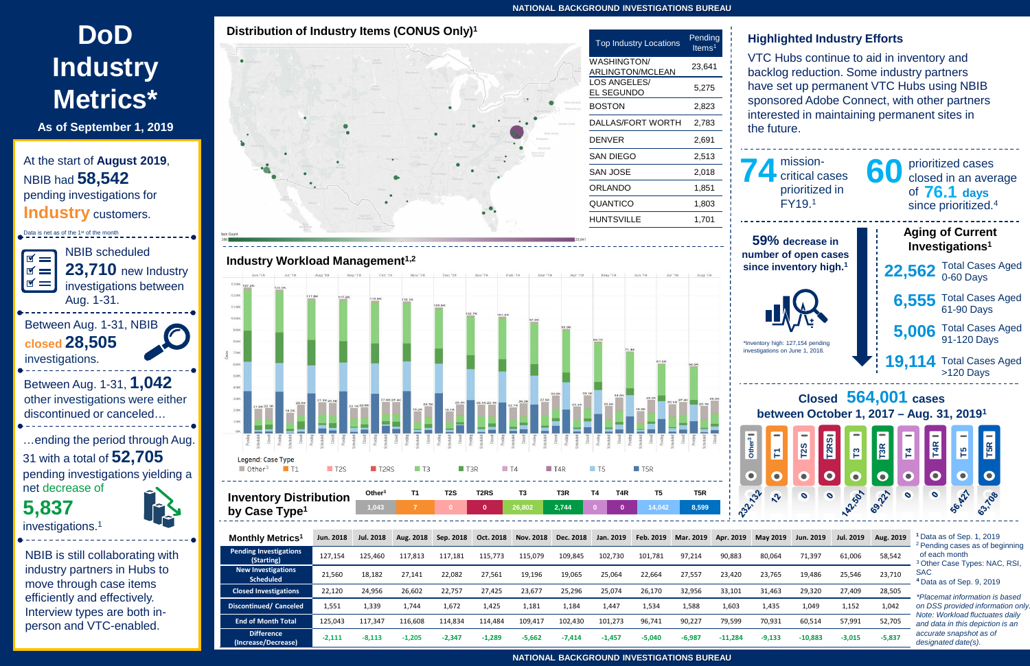# DoD Industry Metrics*

**As of September 1, 2019**

At the start of **August 2019**, NBIB had **58,542** pending investigations for **Industry** customers.

Data is net as of the 1st of the month

NBIB scheduled **23,710** new Industry investigations between Aug. 1-31.

Between Aug. 1-31, NBIB **closed 28,505** investigations.

Between Aug. 1-31, **1,042** other investigations were either discontinued or canceled…

…ending the period through Aug. 31 with a total of **52,705** pending investigations yielding a net decrease of **5,837** investigations.[1]

NBIB is still collaborating with industry partners in Hubs to move through case items efficiently and effectively. Interview types are both in-person and VTC-enabled.

## Distribution of Industry Items (CONUS Only)[1]

| Top Industry Locations | Pending Items[1] |
|---|---|
| WASHINGTON/ ARLINGTON/MCLEAN | 23,641 |
| LOS ANGELES/ EL SEGUNDO | 5,275 |
| BOSTON | 2,823 |
| DALLAS/FORT WORTH | 2,783 |
| DENVER | 2,691 |
| SAN DIEGO | 2,513 |
| SAN JOSE | 2,018 |
| ORLANDO | 1,851 |
| QUANTICO | 1,803 |
| HUNTSVILLE | 1,701 |

## Industry Workload Management[1,2]

Legend: Case Type — Other[3], T1, T2S, T2RS, T3, T3R, T4, T4R, T5, T5R

## Inventory Distribution by Case Type[1]

| Other[3] | T1 | T2S | T2RS | T3 | T3R | T4 | T4R | T5 | T5R |
|---|---|---|---|---|---|---|---|---|---|
| 1,043 | 7 | 0 | 0 | 26,802 | 2,744 | 0 | 0 | 14,042 | 8,599 |

## Highlighted Industry Efforts

VTC Hubs continue to aid in inventory and backlog reduction. Some industry partners have set up permanent VTC Hubs using NBIB sponsored Adobe Connect, with other partners interested in maintaining permanent sites in the future.

**74** mission-critical cases prioritized in FY19.[1]

**60** prioritized cases closed in an average of **76.1 days** since prioritized.[4]

**59%** decrease in number of open cases since inventory high.[1]

*Inventory high: 127,154 pending investigations on June 1, 2018.

### Aging of Current Investigations[1]

- **22,562** Total Cases Aged 0-60 Days
- **6,555** Total Cases Aged 61-90 Days
- **5,006** Total Cases Aged 91-120 Days
- **19,114** Total Cases Aged >120 Days

### Closed 564,001 cases between October 1, 2017 – Aug. 31, 2019[1]

| Other[3] | T1 | T2S | T2RS | T3 | T3R | T4 | T4R | T5 | T5R |
|---|---|---|---|---|---|---|---|---|---|
| 232,132 | 12 | 0 | 0 | 142,501 | 69,221 | 0 | 0 | 56,427 | 63,708 |

## Monthly Metrics[1]

| Monthly Metrics[1] | Jun. 2018 | Jul. 2018 | Aug. 2018 | Sep. 2018 | Oct. 2018 | Nov. 2018 | Dec. 2018 | Jan. 2019 | Feb. 2019 | Mar. 2019 | Apr. 2019 | May 2019 | Jun. 2019 | Jul. 2019 | Aug. 2019 |
|---|---|---|---|---|---|---|---|---|---|---|---|---|---|---|---|
| Pending Investigations (Starting) | 127,154 | 125,460 | 117,813 | 117,181 | 115,773 | 115,079 | 109,845 | 102,730 | 101,781 | 97,214 | 90,883 | 80,064 | 71,397 | 61,006 | 58,542 |
| New Investigations Scheduled | 21,560 | 18,182 | 27,141 | 22,082 | 27,561 | 19,196 | 19,065 | 25,064 | 22,664 | 27,557 | 23,420 | 23,765 | 19,486 | 25,546 | 23,710 |
| Closed Investigations | 22,120 | 24,956 | 26,602 | 22,757 | 27,425 | 23,677 | 25,296 | 25,074 | 26,170 | 32,956 | 33,101 | 31,463 | 29,320 | 27,409 | 28,505 |
| Discontinued/ Canceled | 1,551 | 1,339 | 1,744 | 1,672 | 1,425 | 1,181 | 1,184 | 1,447 | 1,534 | 1,588 | 1,603 | 1,435 | 1,049 | 1,152 | 1,042 |
| End of Month Total | 125,043 | 117,347 | 116,608 | 114,834 | 114,484 | 109,417 | 102,430 | 101,273 | 96,741 | 90,227 | 79,599 | 70,931 | 60,514 | 57,991 | 52,705 |
| Difference (Increase/Decrease) | -2,111 | -8,113 | -1,205 | -2,347 | -1,289 | -5,662 | -7,414 | -1,457 | -5,040 | -6,987 | -11,284 | -9,133 | -10,883 | -3,015 | -5,837 |

[1] Data as of Sep. 1, 2019
[2] Pending cases as of beginning of each month
[3] Other Case Types: NAC, RSI, SAC
[4] Data as of Sep. 9, 2019

*Placemat information is based on DSS provided information only. Note: Workload fluctuates daily and data in this depiction is an accurate snapshot as of designated date(s).*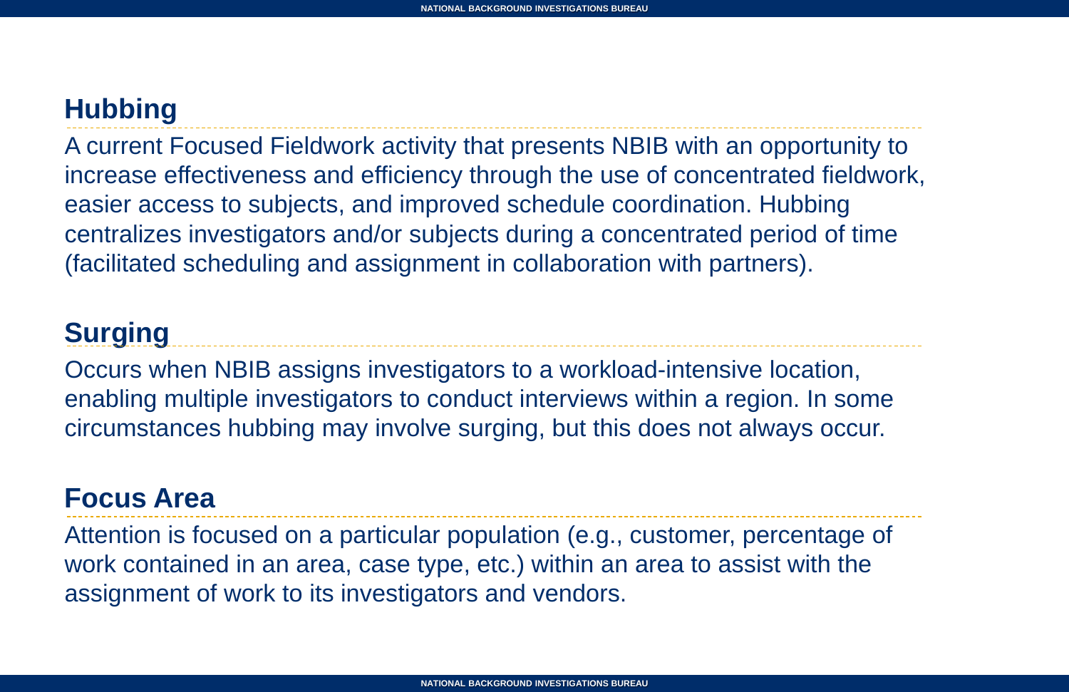## Hubbing

A current Focused Fieldwork activity that presents NBIB with an opportunity to increase effectiveness and efficiency through the use of concentrated fieldwork, easier access to subjects, and improved schedule coordination. Hubbing centralizes investigators and/or subjects during a concentrated period of time (facilitated scheduling and assignment in collaboration with partners).

## Surging

Occurs when NBIB assigns investigators to a workload-intensive location, enabling multiple investigators to conduct interviews within a region. In some circumstances hubbing may involve surging, but this does not always occur.

## Focus Area

Attention is focused on a particular population (e.g., customer, percentage of work contained in an area, case type, etc.) within an area to assist with the assignment of work to its investigators and vendors.